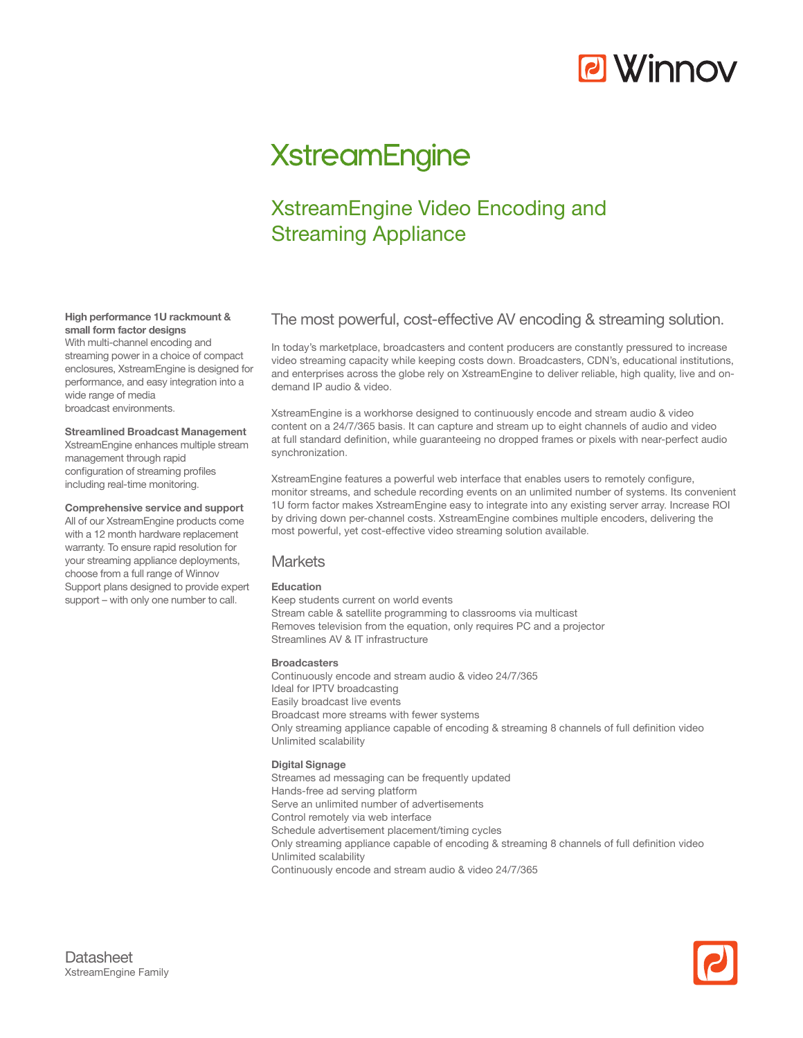# XstreamEngine

## XstreamEngine Video Encoding and Streaming Appliance

**High performance 1U rackmount & small form factor designs**
With multi-channel encoding and streaming power in a choice of compact enclosures, XstreamEngine is designed for performance, and easy integration into a wide range of media broadcast environments.

**Streamlined Broadcast Management**
XstreamEngine enhances multiple stream management through rapid configuration of streaming profiles including real-time monitoring.

**Comprehensive service and support**
All of our XstreamEngine products come with a 12 month hardware replacement warranty. To ensure rapid resolution for your streaming appliance deployments, choose from a full range of Winnov Support plans designed to provide expert support – with only one number to call.

### The most powerful, cost-effective AV encoding & streaming solution.

In today's marketplace, broadcasters and content producers are constantly pressured to increase video streaming capacity while keeping costs down. Broadcasters, CDN's, educational institutions, and enterprises across the globe rely on XstreamEngine to deliver reliable, high quality, live and on-demand IP audio & video.

XstreamEngine is a workhorse designed to continuously encode and stream audio & video content on a 24/7/365 basis. It can capture and stream up to eight channels of audio and video at full standard definition, while guaranteeing no dropped frames or pixels with near-perfect audio synchronization.

XstreamEngine features a powerful web interface that enables users to remotely configure, monitor streams, and schedule recording events on an unlimited number of systems. Its convenient 1U form factor makes XstreamEngine easy to integrate into any existing server array. Increase ROI by driving down per-channel costs. XstreamEngine combines multiple encoders, delivering the most powerful, yet cost-effective video streaming solution available.

### Markets

**Education**
Keep students current on world events
Stream cable & satellite programming to classrooms via multicast
Removes television from the equation, only requires PC and a projector
Streamlines AV & IT infrastructure

**Broadcasters**
Continuously encode and stream audio & video 24/7/365
Ideal for IPTV broadcasting
Easily broadcast live events
Broadcast more streams with fewer systems
Only streaming appliance capable of encoding & streaming 8 channels of full definition video
Unlimited scalability

**Digital Signage**
Streames ad messaging can be frequently updated
Hands-free ad serving platform
Serve an unlimited number of advertisements
Control remotely via web interface
Schedule advertisement placement/timing cycles
Only streaming appliance capable of encoding & streaming 8 channels of full definition video
Unlimited scalability
Continuously encode and stream audio & video 24/7/365

Datasheet
XstreamEngine Family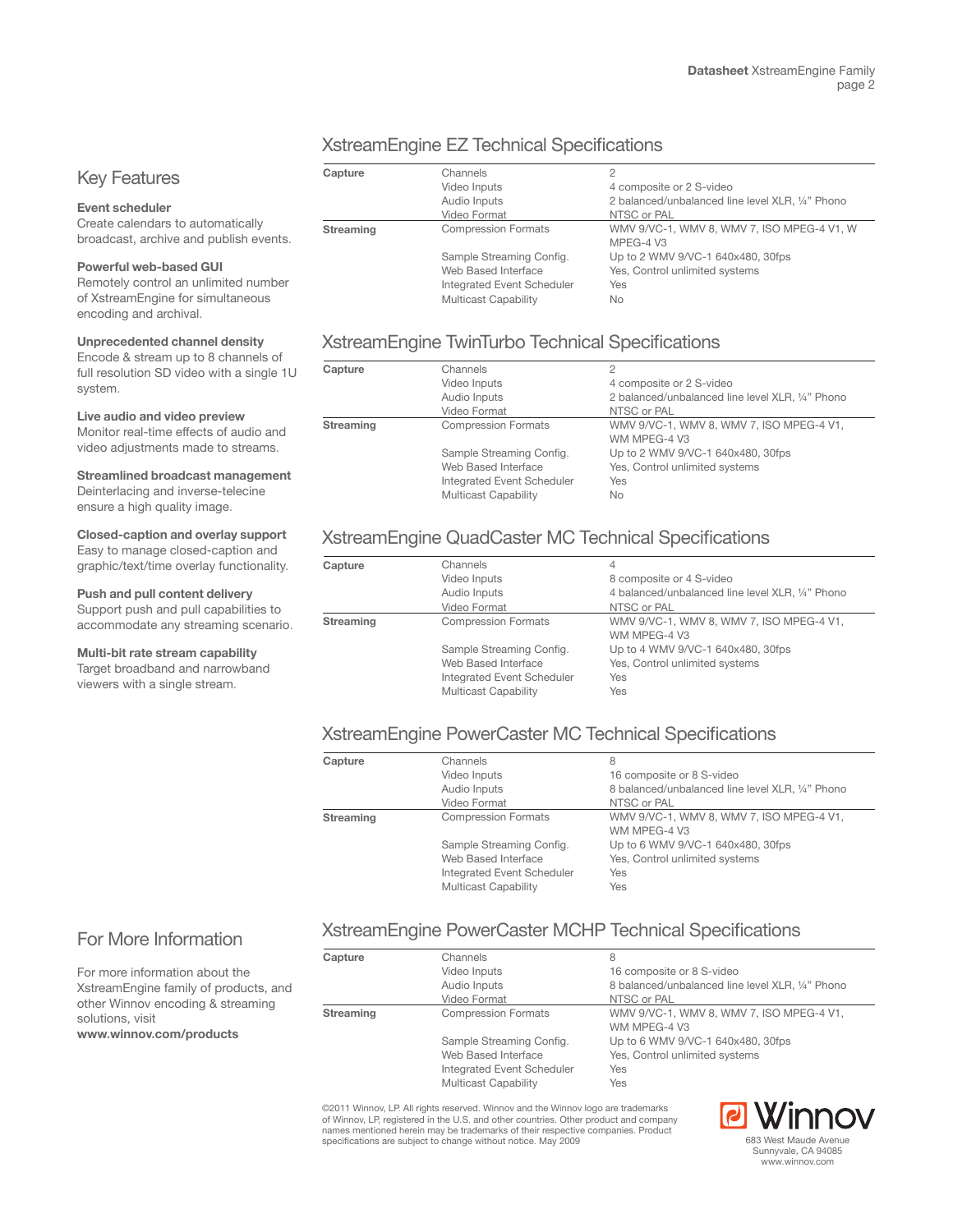## Key Features

**Event scheduler**
Create calendars to automatically broadcast, archive and publish events.

**Powerful web-based GUI**
Remotely control an unlimited number of XstreamEngine for simultaneous encoding and archival.

**Unprecedented channel density**
Encode & stream up to 8 channels of full resolution SD video with a single 1U system.

**Live audio and video preview**
Monitor real-time effects of audio and video adjustments made to streams.

**Streamlined broadcast management**
Deinterlacing and inverse-telecine ensure a high quality image.

**Closed-caption and overlay support**
Easy to manage closed-caption and graphic/text/time overlay functionality.

**Push and pull content delivery**
Support push and pull capabilities to accommodate any streaming scenario.

**Multi-bit rate stream capability**
Target broadband and narrowband viewers with a single stream.

## XstreamEngine EZ Technical Specifications

| | | |
|---|---|---|
| **Capture** | Channels | 2 |
| | Video Inputs | 4 composite or 2 S-video |
| | Audio Inputs | 2 balanced/unbalanced line level XLR, ¼" Phono |
| | Video Format | NTSC or PAL |
| **Streaming** | Compression Formats | WMV 9/VC-1, WMV 8, WMV 7, ISO MPEG-4 V1, W MPEG-4 V3 |
| | Sample Streaming Config. | Up to 2 WMV 9/VC-1 640x480, 30fps |
| | Web Based Interface | Yes, Control unlimited systems |
| | Integrated Event Scheduler | Yes |
| | Multicast Capability | No |

## XstreamEngine TwinTurbo Technical Specifications

| | | |
|---|---|---|
| **Capture** | Channels | 2 |
| | Video Inputs | 4 composite or 2 S-video |
| | Audio Inputs | 2 balanced/unbalanced line level XLR, ¼" Phono |
| | Video Format | NTSC or PAL |
| **Streaming** | Compression Formats | WMV 9/VC-1, WMV 8, WMV 7, ISO MPEG-4 V1, WM MPEG-4 V3 |
| | Sample Streaming Config. | Up to 2 WMV 9/VC-1 640x480, 30fps |
| | Web Based Interface | Yes, Control unlimited systems |
| | Integrated Event Scheduler | Yes |
| | Multicast Capability | No |

## XstreamEngine QuadCaster MC Technical Specifications

| | | |
|---|---|---|
| **Capture** | Channels | 4 |
| | Video Inputs | 8 composite or 4 S-video |
| | Audio Inputs | 4 balanced/unbalanced line level XLR, ¼" Phono |
| | Video Format | NTSC or PAL |
| **Streaming** | Compression Formats | WMV 9/VC-1, WMV 8, WMV 7, ISO MPEG-4 V1, WM MPEG-4 V3 |
| | Sample Streaming Config. | Up to 4 WMV 9/VC-1 640x480, 30fps |
| | Web Based Interface | Yes, Control unlimited systems |
| | Integrated Event Scheduler | Yes |
| | Multicast Capability | Yes |

## XstreamEngine PowerCaster MC Technical Specifications

| | | |
|---|---|---|
| **Capture** | Channels | 8 |
| | Video Inputs | 16 composite or 8 S-video |
| | Audio Inputs | 8 balanced/unbalanced line level XLR, ¼" Phono |
| | Video Format | NTSC or PAL |
| **Streaming** | Compression Formats | WMV 9/VC-1, WMV 8, WMV 7, ISO MPEG-4 V1, WM MPEG-4 V3 |
| | Sample Streaming Config. | Up to 6 WMV 9/VC-1 640x480, 30fps |
| | Web Based Interface | Yes, Control unlimited systems |
| | Integrated Event Scheduler | Yes |
| | Multicast Capability | Yes |

## XstreamEngine PowerCaster MCHP Technical Specifications

| | | |
|---|---|---|
| **Capture** | Channels | 8 |
| | Video Inputs | 16 composite or 8 S-video |
| | Audio Inputs | 8 balanced/unbalanced line level XLR, ¼" Phono |
| | Video Format | NTSC or PAL |
| **Streaming** | Compression Formats | WMV 9/VC-1, WMV 8, WMV 7, ISO MPEG-4 V1, WM MPEG-4 V3 |
| | Sample Streaming Config. | Up to 6 WMV 9/VC-1 640x480, 30fps |
| | Web Based Interface | Yes, Control unlimited systems |
| | Integrated Event Scheduler | Yes |
| | Multicast Capability | Yes |

## For More Information

For more information about the XstreamEngine family of products, and other Winnov encoding & streaming solutions, visit **www.winnov.com/products**

©2011 Winnov, LP. All rights reserved. Winnov and the Winnov logo are trademarks of Winnov, LP, registered in the U.S. and other countries. Other product and company names mentioned herein may be trademarks of their respective companies. Product specifications are subject to change without notice. May 2009

Winnov
683 West Maude Avenue
Sunnyvale, CA 94085
www.winnov.com